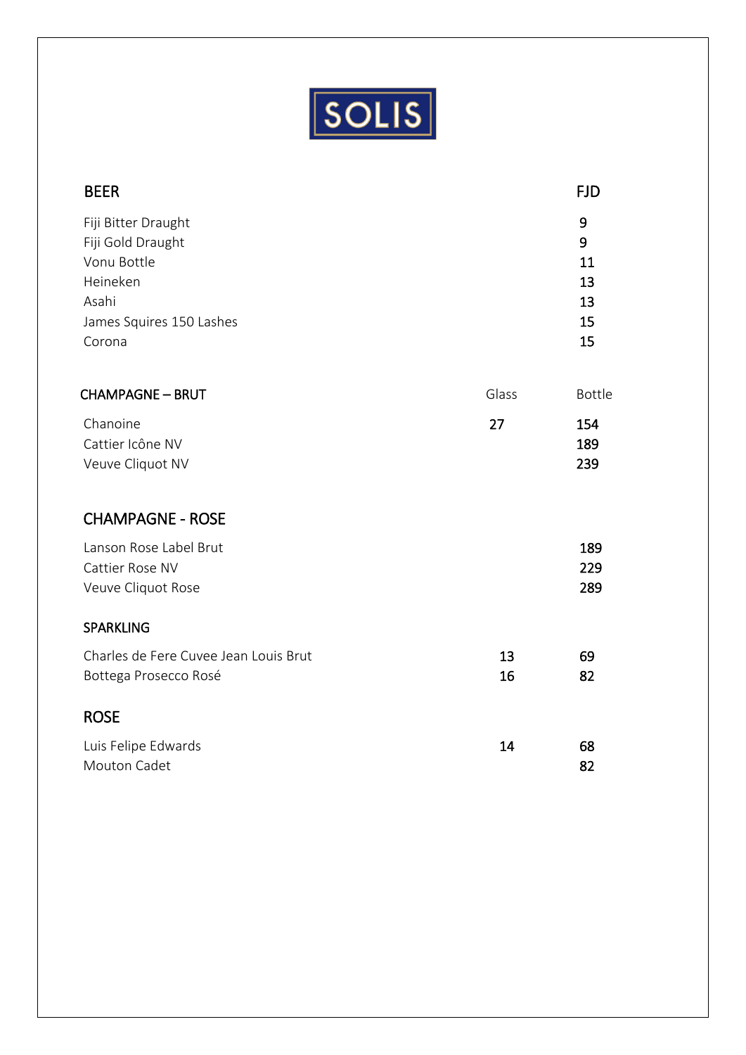# SOLIS

## BEER

| BEER | FJD |
|---|---|
| Fiji Bitter Draught | 9 |
| Fiji Gold Draught | 9 |
| Vonu Bottle | 11 |
| Heineken | 13 |
| Asahi | 13 |
| James Squires 150 Lashes | 15 |
| Corona | 15 |

## CHAMPAGNE – BRUT

| CHAMPAGNE – BRUT | Glass | Bottle |
|---|---|---|
| Chanoine | 27 | 154 |
| Cattier Icône NV | | 189 |
| Veuve Cliquot NV | | 239 |

## CHAMPAGNE - ROSE

| CHAMPAGNE - ROSE | Glass | Bottle |
|---|---|---|
| Lanson Rose Label Brut | | 189 |
| Cattier Rose NV | | 229 |
| Veuve Cliquot Rose | | 289 |

## SPARKLING

| SPARKLING | Glass | Bottle |
|---|---|---|
| Charles de Fere Cuvee Jean Louis Brut | 13 | 69 |
| Bottega Prosecco Rosé | 16 | 82 |

## ROSE

| ROSE | Glass | Bottle |
|---|---|---|
| Luis Felipe Edwards | 14 | 68 |
| Mouton Cadet | | 82 |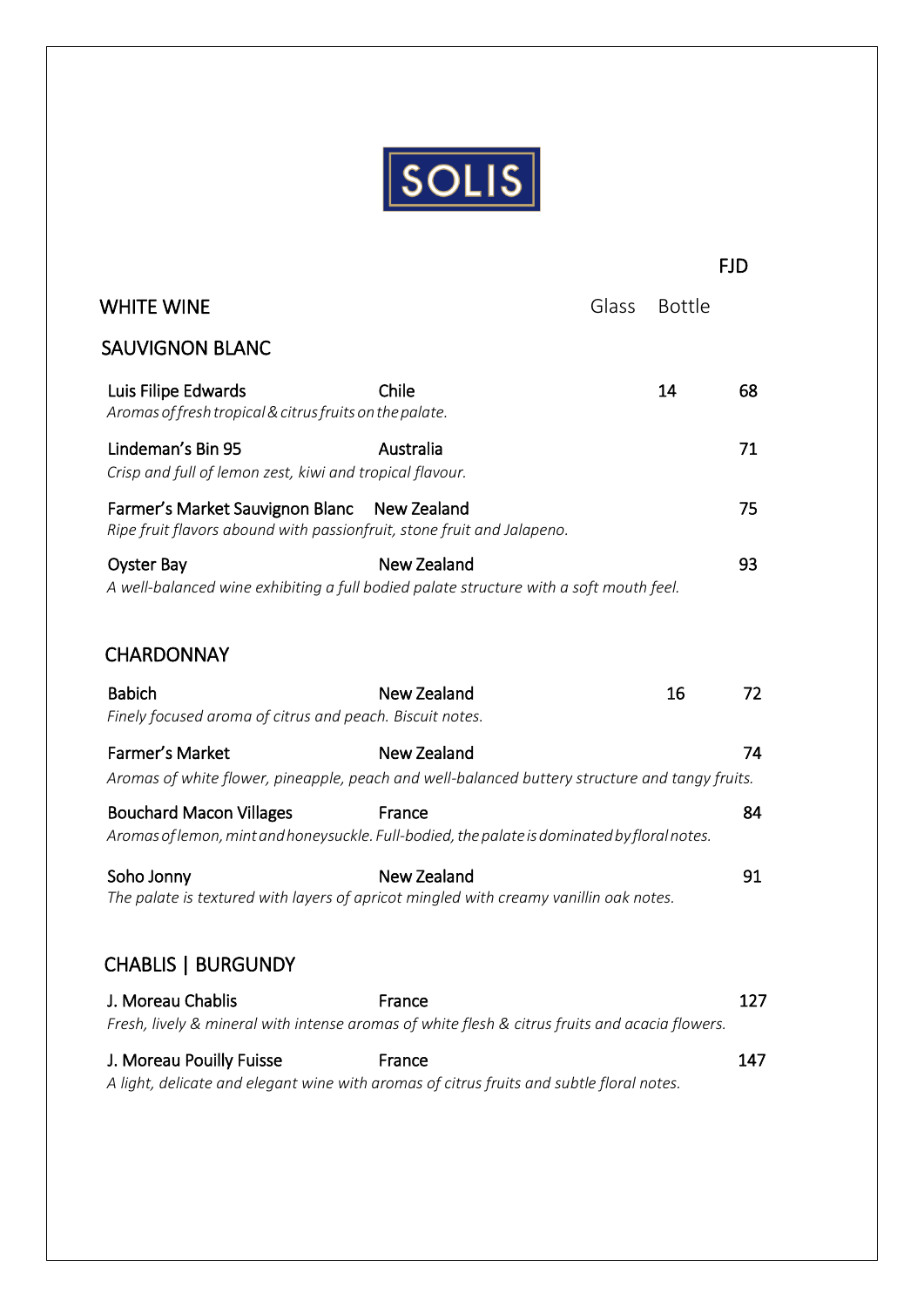# SOLIS

FJD

## WHITE WINE

Glass | Bottle

### SAUVIGNON BLANC

| Wine | Country | Glass | Bottle |
|---|---|---|---|
| Luis Filipe Edwards | Chile | 14 | 68 |
| *Aromas of fresh tropical & citrus fruits on the palate.* | | | |
| Lindeman's Bin 95 | Australia | | 71 |
| *Crisp and full of lemon zest, kiwi and tropical flavour.* | | | |
| Farmer's Market Sauvignon Blanc | New Zealand | | 75 |
| *Ripe fruit flavors abound with passionfruit, stone fruit and Jalapeno.* | | | |
| Oyster Bay | New Zealand | | 93 |
| *A well-balanced wine exhibiting a full bodied palate structure with a soft mouth feel.* | | | |

### CHARDONNAY

| Wine | Country | Glass | Bottle |
|---|---|---|---|
| Babich | New Zealand | 16 | 72 |
| *Finely focused aroma of citrus and peach. Biscuit notes.* | | | |
| Farmer's Market | New Zealand | | 74 |
| *Aromas of white flower, pineapple, peach and well-balanced buttery structure and tangy fruits.* | | | |
| Bouchard Macon Villages | France | | 84 |
| *Aromas of lemon, mint and honeysuckle. Full-bodied, the palate is dominated by floral notes.* | | | |
| Soho Jonny | New Zealand | | 91 |
| *The palate is textured with layers of apricot mingled with creamy vanillin oak notes.* | | | |

### CHABLIS | BURGUNDY

| Wine | Country | Glass | Bottle |
|---|---|---|---|
| J. Moreau Chablis | France | | 127 |
| *Fresh, lively & mineral with intense aromas of white flesh & citrus fruits and acacia flowers.* | | | |
| J. Moreau Pouilly Fuisse | France | | 147 |
| *A light, delicate and elegant wine with aromas of citrus fruits and subtle floral notes.* | | | |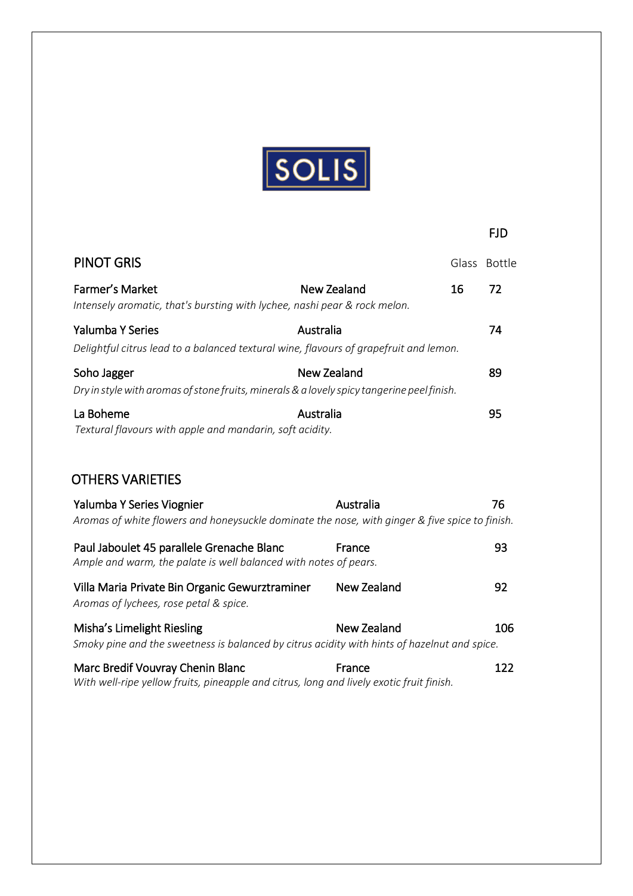# SOLIS

FJD

## PINOT GRIS

| Wine | Country | Glass | Bottle |
| --- | --- | --- | --- |
| **Farmer's Market**<br>*Intensely aromatic, that's bursting with lychee, nashi pear & rock melon.* | New Zealand | 16 | 72 |
| **Yalumba Y Series**<br>*Delightful citrus lead to a balanced textural wine, flavours of grapefruit and lemon.* | Australia | | 74 |
| **Soho Jagger**<br>*Dry in style with aromas of stone fruits, minerals & a lovely spicy tangerine peel finish.* | New Zealand | | 89 |
| **La Boheme**<br>*Textural flavours with apple and mandarin, soft acidity.* | Australia | | 95 |

## OTHERS VARIETIES

| Wine | Country | Bottle |
| --- | --- | --- |
| **Yalumba Y Series Viognier**<br>*Aromas of white flowers and honeysuckle dominate the nose, with ginger & five spice to finish.* | Australia | 76 |
| **Paul Jaboulet 45 parallele Grenache Blanc**<br>*Ample and warm, the palate is well balanced with notes of pears.* | France | 93 |
| **Villa Maria Private Bin Organic Gewurztraminer**<br>*Aromas of lychees, rose petal & spice.* | New Zealand | 92 |
| **Misha's Limelight Riesling**<br>*Smoky pine and the sweetness is balanced by citrus acidity with hints of hazelnut and spice.* | New Zealand | 106 |
| **Marc Bredif Vouvray Chenin Blanc**<br>*With well-ripe yellow fruits, pineapple and citrus, long and lively exotic fruit finish.* | France | 122 |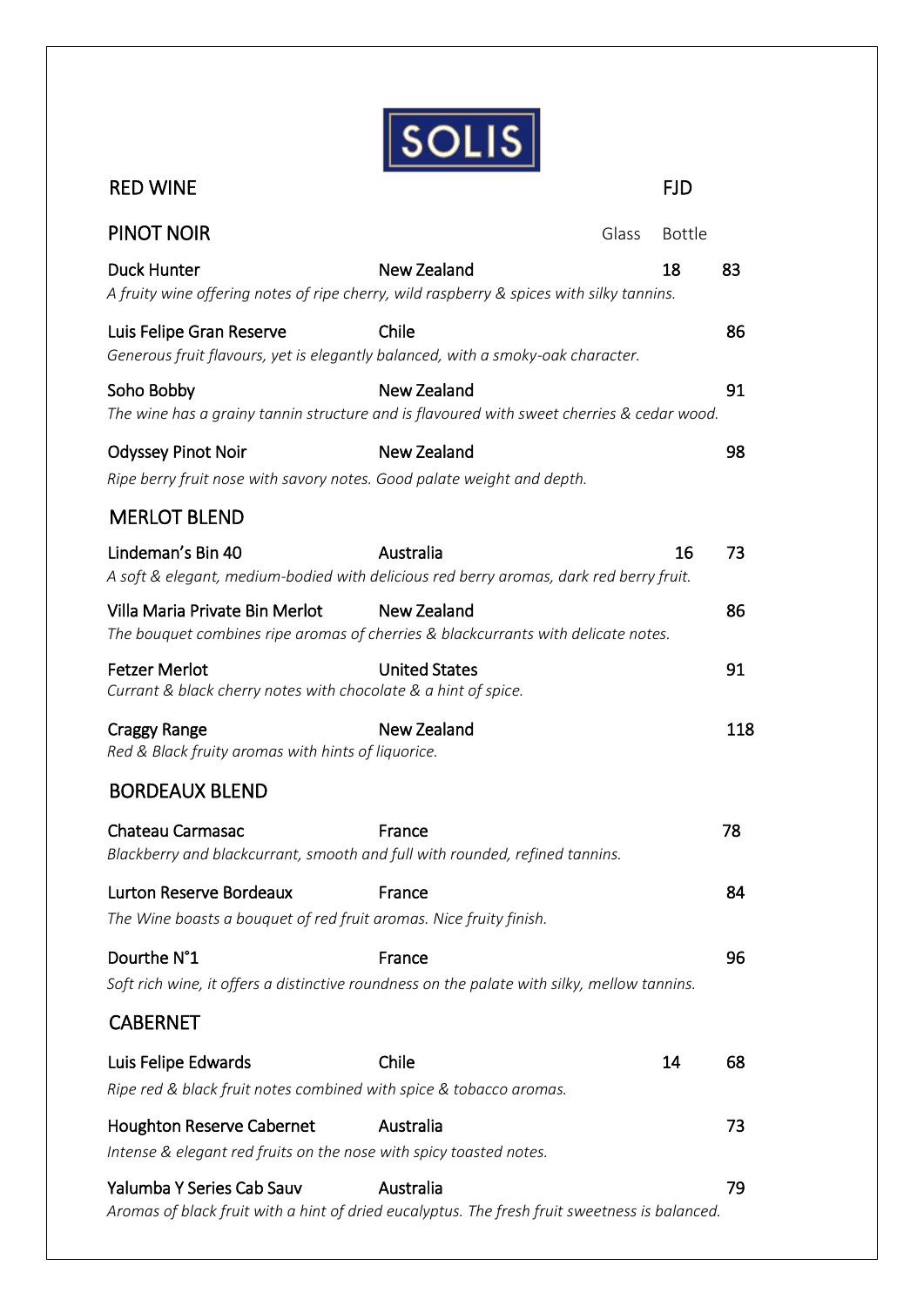# SOLIS

## RED WINE

FJD

### PINOT NOIR

| Wine | Origin | Glass | Bottle |
|---|---|---|---|
| Duck Hunter | New Zealand | 18 | 83 |

*A fruity wine offering notes of ripe cherry, wild raspberry & spices with silky tannins.*

| Wine | Origin | Glass | Bottle |
|---|---|---|---|
| Luis Felipe Gran Reserve | Chile | | 86 |

*Generous fruit flavours, yet is elegantly balanced, with a smoky-oak character.*

| Wine | Origin | Glass | Bottle |
|---|---|---|---|
| Soho Bobby | New Zealand | | 91 |

*The wine has a grainy tannin structure and is flavoured with sweet cherries & cedar wood.*

| Wine | Origin | Glass | Bottle |
|---|---|---|---|
| Odyssey Pinot Noir | New Zealand | | 98 |

*Ripe berry fruit nose with savory notes. Good palate weight and depth.*

### MERLOT BLEND

| Wine | Origin | Glass | Bottle |
|---|---|---|---|
| Lindeman's Bin 40 | Australia | 16 | 73 |

*A soft & elegant, medium-bodied with delicious red berry aromas, dark red berry fruit.*

| Wine | Origin | Glass | Bottle |
|---|---|---|---|
| Villa Maria Private Bin Merlot | New Zealand | | 86 |

*The bouquet combines ripe aromas of cherries & blackcurrants with delicate notes.*

| Wine | Origin | Glass | Bottle |
|---|---|---|---|
| Fetzer Merlot | United States | | 91 |

*Currant & black cherry notes with chocolate & a hint of spice.*

| Wine | Origin | Glass | Bottle |
|---|---|---|---|
| Craggy Range | New Zealand | | 118 |

*Red & Black fruity aromas with hints of liquorice.*

### BORDEAUX BLEND

| Wine | Origin | Glass | Bottle |
|---|---|---|---|
| Chateau Carmasac | France | | 78 |

*Blackberry and blackcurrant, smooth and full with rounded, refined tannins.*

| Wine | Origin | Glass | Bottle |
|---|---|---|---|
| Lurton Reserve Bordeaux | France | | 84 |

*The Wine boasts a bouquet of red fruit aromas. Nice fruity finish.*

| Wine | Origin | Glass | Bottle |
|---|---|---|---|
| Dourthe N°1 | France | | 96 |

*Soft rich wine, it offers a distinctive roundness on the palate with silky, mellow tannins.*

### CABERNET

| Wine | Origin | Glass | Bottle |
|---|---|---|---|
| Luis Felipe Edwards | Chile | 14 | 68 |

*Ripe red & black fruit notes combined with spice & tobacco aromas.*

| Wine | Origin | Glass | Bottle |
|---|---|---|---|
| Houghton Reserve Cabernet | Australia | | 73 |

*Intense & elegant red fruits on the nose with spicy toasted notes.*

| Wine | Origin | Glass | Bottle |
|---|---|---|---|
| Yalumba Y Series Cab Sauv | Australia | | 79 |

*Aromas of black fruit with a hint of dried eucalyptus. The fresh fruit sweetness is balanced.*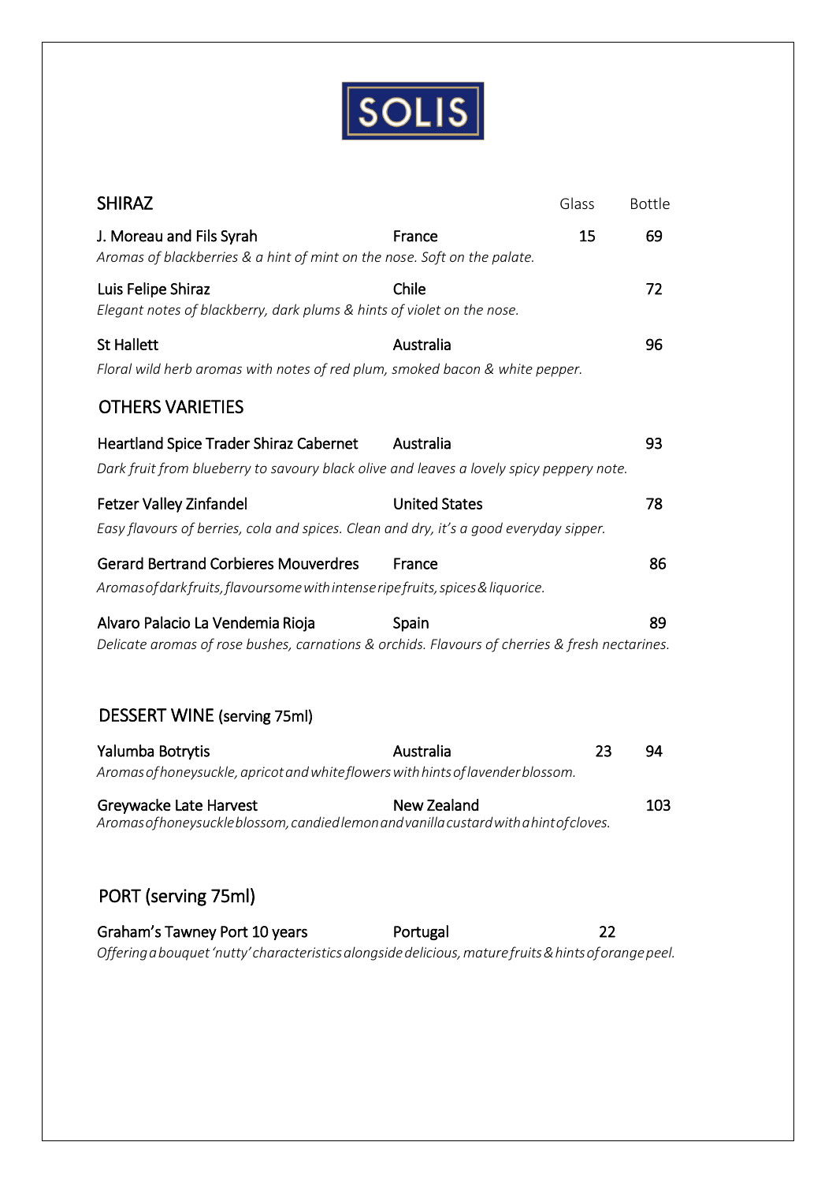# SOLIS

## SHIRAZ

| | | Glass | Bottle |
|---|---|---|---|
| J. Moreau and Fils Syrah | France | 15 | 69 |
| *Aromas of blackberries & a hint of mint on the nose. Soft on the palate.* | | | |
| Luis Felipe Shiraz | Chile | | 72 |
| *Elegant notes of blackberry, dark plums & hints of violet on the nose.* | | | |
| St Hallett | Australia | | 96 |
| *Floral wild herb aromas with notes of red plum, smoked bacon & white pepper.* | | | |

## OTHERS VARIETIES

| | | Glass | Bottle |
|---|---|---|---|
| Heartland Spice Trader Shiraz Cabernet | Australia | | 93 |
| *Dark fruit from blueberry to savoury black olive and leaves a lovely spicy peppery note.* | | | |
| Fetzer Valley Zinfandel | United States | | 78 |
| *Easy flavours of berries, cola and spices. Clean and dry, it's a good everyday sipper.* | | | |
| Gerard Bertrand Corbieres Mouverdres | France | | 86 |
| *Aromas of dark fruits, flavoursome with intense ripe fruits, spices & liquorice.* | | | |
| Alvaro Palacio La Vendemia Rioja | Spain | | 89 |
| *Delicate aromas of rose bushes, carnations & orchids. Flavours of cherries & fresh nectarines.* | | | |

## DESSERT WINE (serving 75ml)

| | | Glass | Bottle |
|---|---|---|---|
| Yalumba Botrytis | Australia | 23 | 94 |
| *Aromas of honeysuckle, apricot and white flowers with hints of lavender blossom.* | | | |
| Greywacke Late Harvest | New Zealand | | 103 |
| *Aromas of honeysuckle blossom, candied lemon and vanilla custard with a hint of cloves.* | | | |

## PORT (serving 75ml)

| | | Glass | Bottle |
|---|---|---|---|
| Graham's Tawney Port 10 years | Portugal | 22 | |
| *Offering a bouquet 'nutty' characteristics alongside delicious, mature fruits & hints of orange peel.* | | | |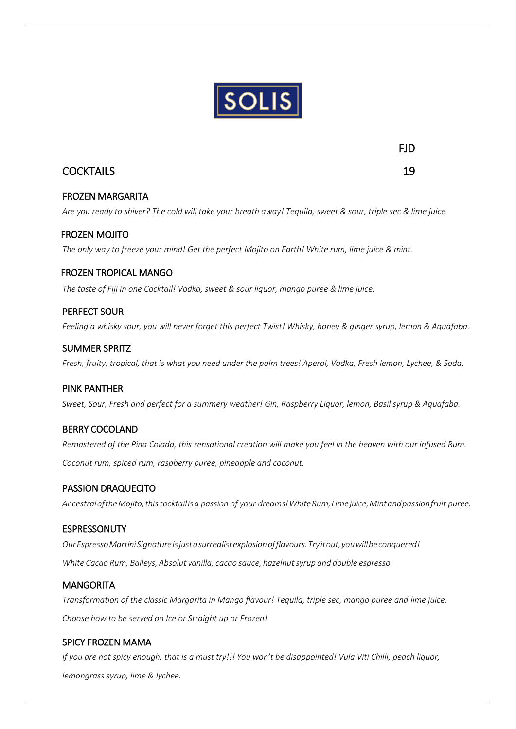# SOLIS

FJD

## COCKTAILS 19

### FROZEN MARGARITA

*Are you ready to shiver? The cold will take your breath away! Tequila, sweet & sour, triple sec & lime juice.*

### FROZEN MOJITO

*The only way to freeze your mind! Get the perfect Mojito on Earth! White rum, lime juice & mint.*

### FROZEN TROPICAL MANGO

*The taste of Fiji in one Cocktail! Vodka, sweet & sour liquor, mango puree & lime juice.*

### PERFECT SOUR

*Feeling a whisky sour, you will never forget this perfect Twist! Whisky, honey & ginger syrup, lemon & Aquafaba.*

### SUMMER SPRITZ

*Fresh, fruity, tropical, that is what you need under the palm trees! Aperol, Vodka, Fresh lemon, Lychee, & Soda.*

### PINK PANTHER

*Sweet, Sour, Fresh and perfect for a summery weather! Gin, Raspberry Liquor, lemon, Basil syrup & Aquafaba.*

### BERRY COCOLAND

*Remastered of the Pina Colada, this sensational creation will make you feel in the heaven with our infused Rum.*

*Coconut rum, spiced rum, raspberry puree, pineapple and coconut.*

### PASSION DRAQUECITO

*Ancestral of the Mojito, this cocktail is a passion of your dreams! White Rum, Lime juice, Mint and passion fruit puree.*

### ESPRESSONUTY

*Our Espresso Martini Signature is just a surrealist explosion of flavours. Try it out, you will be conquered!*

*White Cacao Rum, Baileys, Absolut vanilla, cacao sauce, hazelnut syrup and double espresso.*

### MANGORITA

*Transformation of the classic Margarita in Mango flavour! Tequila, triple sec, mango puree and lime juice.*

*Choose how to be served on Ice or Straight up or Frozen!*

### SPICY FROZEN MAMA

*If you are not spicy enough, that is a must try!!! You won't be disappointed! Vula Viti Chilli, peach liquor, lemongrass syrup, lime & lychee.*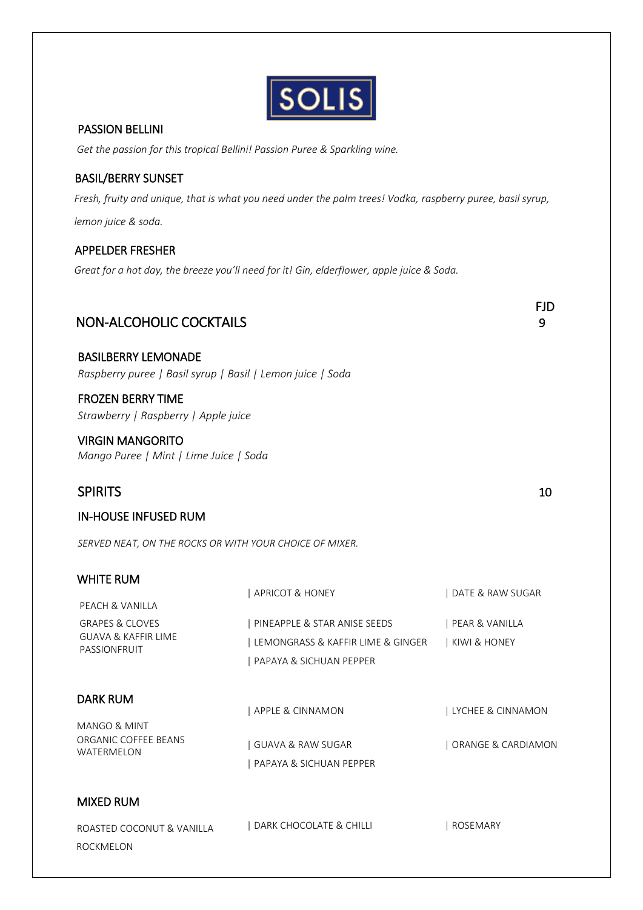SOLIS

### PASSION BELLINI

*Get the passion for this tropical Bellini! Passion Puree & Sparkling wine.*

### BASIL/BERRY SUNSET

*Fresh, fruity and unique, that is what you need under the palm trees! Vodka, raspberry puree, basil syrup, lemon juice & soda.*

### APPELDER FRESHER

*Great for a hot day, the breeze you'll need for it! Gin, elderflower, apple juice & Soda.*

## NON-ALCOHOLIC COCKTAILS — FJD 9

### BASILBERRY LEMONADE

*Raspberry puree | Basil syrup | Basil | Lemon juice | Soda*

### FROZEN BERRY TIME

*Strawberry | Raspberry | Apple juice*

### VIRGIN MANGORITO

*Mango Puree | Mint | Lime Juice | Soda*

## SPIRITS — 10

### IN-HOUSE INFUSED RUM

*SERVED NEAT, ON THE ROCKS OR WITH YOUR CHOICE OF MIXER.*

### WHITE RUM

- PEACH & VANILLA
- GRAPES & CLOVES
- GUAVA & KAFFIR LIME
- PASSIONFRUIT
- APRICOT & HONEY
- PINEAPPLE & STAR ANISE SEEDS
- LEMONGRASS & KAFFIR LIME & GINGER
- PAPAYA & SICHUAN PEPPER
- DATE & RAW SUGAR
- PEAR & VANILLA
- KIWI & HONEY

### DARK RUM

- MANGO & MINT
- ORGANIC COFFEE BEANS
- WATERMELON
- APPLE & CINNAMON
- GUAVA & RAW SUGAR
- PAPAYA & SICHUAN PEPPER
- LYCHEE & CINNAMON
- ORANGE & CARDIAMON

### MIXED RUM

- ROASTED COCONUT & VANILLA
- ROCKMELON
- DARK CHOCOLATE & CHILLI
- ROSEMARY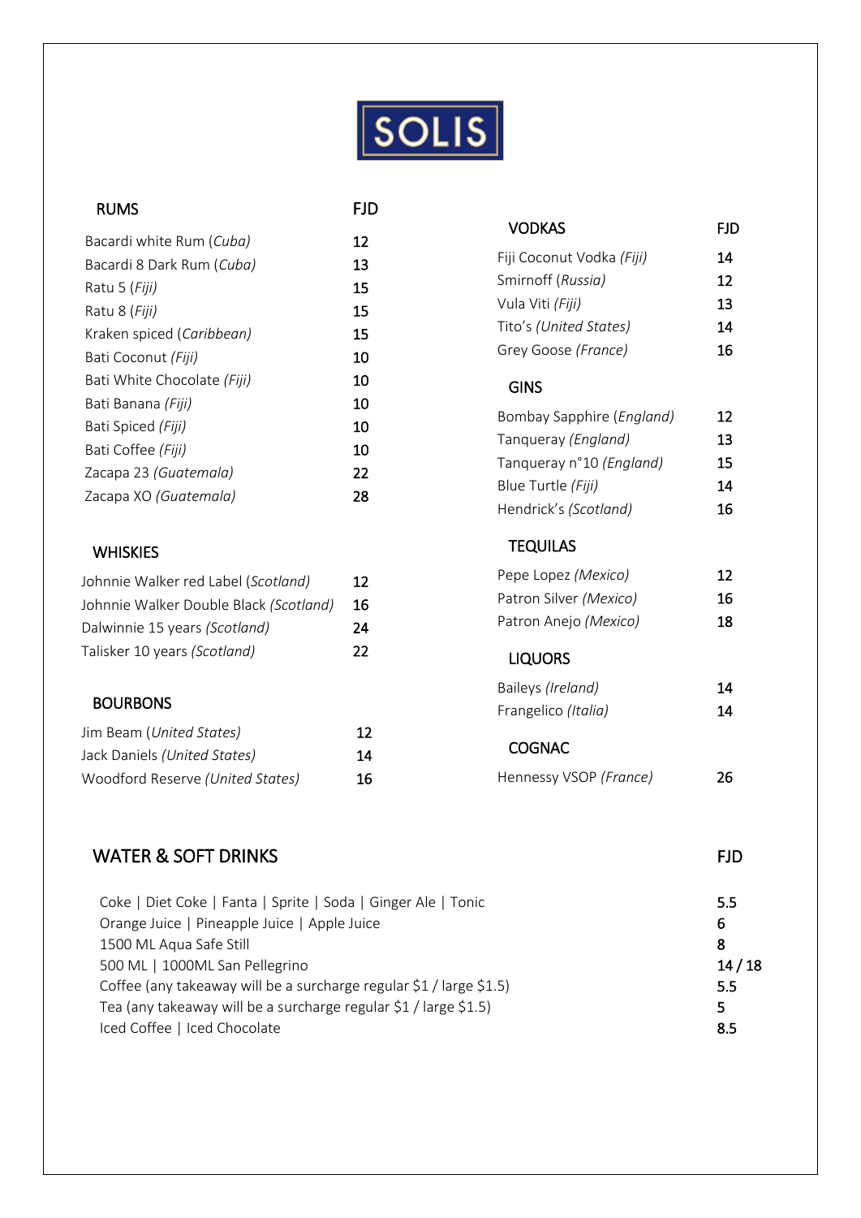# SOLIS

## RUMS

| RUMS | FJD |
|---|---|
| Bacardi white Rum (*Cuba*) | 12 |
| Bacardi 8 Dark Rum (*Cuba*) | 13 |
| Ratu 5 (*Fiji*) | 15 |
| Ratu 8 (*Fiji*) | 15 |
| Kraken spiced (*Caribbean*) | 15 |
| Bati Coconut *(Fiji)* | 10 |
| Bati White Chocolate *(Fiji)* | 10 |
| Bati Banana *(Fiji)* | 10 |
| Bati Spiced *(Fiji)* | 10 |
| Bati Coffee *(Fiji)* | 10 |
| Zacapa 23 *(Guatemala)* | 22 |
| Zacapa XO *(Guatemala)* | 28 |

## WHISKIES

| | |
|---|---|
| Johnnie Walker red Label (*Scotland)* | 12 |
| Johnnie Walker Double Black *(Scotland)* | 16 |
| Dalwinnie 15 years *(Scotland)* | 24 |
| Talisker 10 years *(Scotland)* | 22 |

## BOURBONS

| | |
|---|---|
| Jim Beam (*United States)* | 12 |
| Jack Daniels *(United States)* | 14 |
| Woodford Reserve *(United States)* | 16 |

## VODKAS

| VODKAS | FJD |
|---|---|
| Fiji Coconut Vodka *(Fiji)* | 14 |
| Smirnoff (*Russia)* | 12 |
| Vula Viti *(Fiji)* | 13 |
| Tito's *(United States)* | 14 |
| Grey Goose *(France)* | 16 |

## GINS

| | |
|---|---|
| Bombay Sapphire (*England)* | 12 |
| Tanqueray *(England)* | 13 |
| Tanqueray n°10 *(England)* | 15 |
| Blue Turtle *(Fiji)* | 14 |
| Hendrick's *(Scotland)* | 16 |

## TEQUILAS

| | |
|---|---|
| Pepe Lopez *(Mexico)* | 12 |
| Patron Silver *(Mexico)* | 16 |
| Patron Anejo *(Mexico)* | 18 |

## LIQUORS

| | |
|---|---|
| Baileys *(Ireland)* | 14 |
| Frangelico *(Italia)* | 14 |

## COGNAC

| | |
|---|---|
| Hennessy VSOP *(France)* | 26 |

## WATER & SOFT DRINKS

| WATER & SOFT DRINKS | FJD |
|---|---|
| Coke \| Diet Coke \| Fanta \| Sprite \| Soda \| Ginger Ale \| Tonic | 5.5 |
| Orange Juice \| Pineapple Juice \| Apple Juice | 6 |
| 1500 ML Aqua Safe Still | 8 |
| 500 ML \| 1000ML San Pellegrino | 14 / 18 |
| Coffee (any takeaway will be a surcharge regular $1 / large $1.5) | 5.5 |
| Tea (any takeaway will be a surcharge regular $1 / large $1.5) | 5 |
| Iced Coffee \| Iced Chocolate | 8.5 |